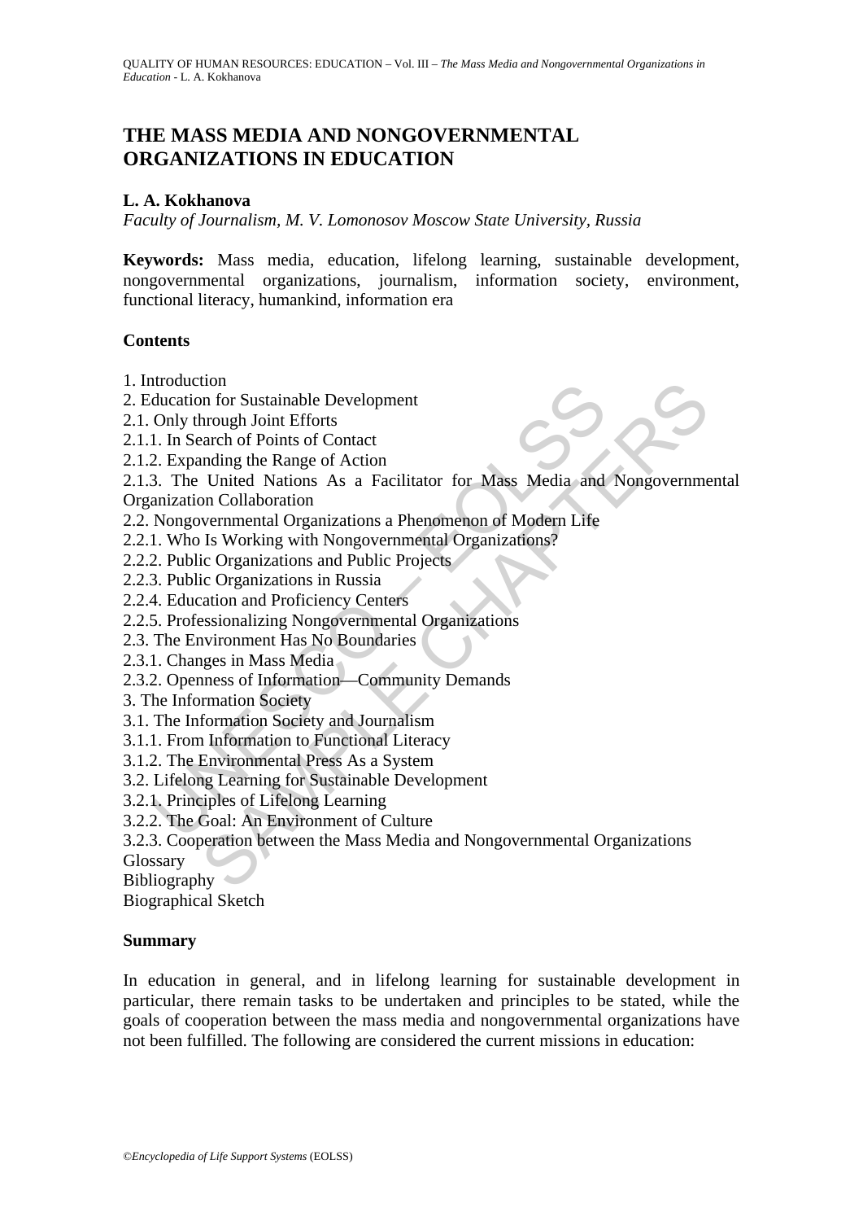# THE MASS MEDIA AND NONGOVERNMENTAL ORGANIZATIONS IN EDUCATION

**L. A. Kokhanova**

*Faculty of Journalism, M. V. Lomonosov Moscow State University, Russia*

**Keywords:** Mass media, education, lifelong learning, sustainable development, nongovernmental organizations, journalism, information society, environment, functional literacy, humankind, information era

## Contents

1. Introduction
2. Education for Sustainable Development
2.1. Only through Joint Efforts
2.1.1. In Search of Points of Contact
2.1.2. Expanding the Range of Action
2.1.3. The United Nations As a Facilitator for Mass Media and Nongovernmental Organization Collaboration
2.2. Nongovernmental Organizations a Phenomenon of Modern Life
2.2.1. Who Is Working with Nongovernmental Organizations?
2.2.2. Public Organizations and Public Projects
2.2.3. Public Organizations in Russia
2.2.4. Education and Proficiency Centers
2.2.5. Professionalizing Nongovernmental Organizations
2.3. The Environment Has No Boundaries
2.3.1. Changes in Mass Media
2.3.2. Openness of Information—Community Demands
3. The Information Society
3.1. The Information Society and Journalism
3.1.1. From Information to Functional Literacy
3.1.2. The Environmental Press As a System
3.2. Lifelong Learning for Sustainable Development
3.2.1. Principles of Lifelong Learning
3.2.2. The Goal: An Environment of Culture
3.2.3. Cooperation between the Mass Media and Nongovernmental Organizations
Glossary
Bibliography
Biographical Sketch

## Summary

In education in general, and in lifelong learning for sustainable development in particular, there remain tasks to be undertaken and principles to be stated, while the goals of cooperation between the mass media and nongovernmental organizations have not been fulfilled. The following are considered the current missions in education: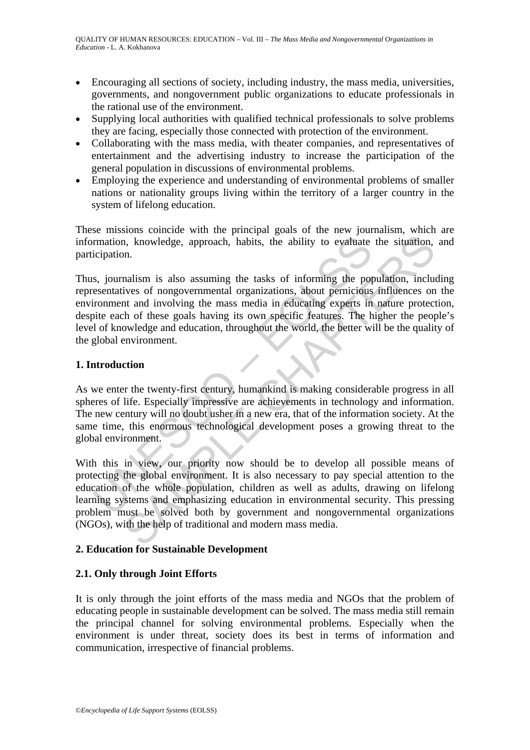- Encouraging all sections of society, including industry, the mass media, universities, governments, and nongovernment public organizations to educate professionals in the rational use of the environment.
- Supplying local authorities with qualified technical professionals to solve problems they are facing, especially those connected with protection of the environment.
- Collaborating with the mass media, with theater companies, and representatives of entertainment and the advertising industry to increase the participation of the general population in discussions of environmental problems.
- Employing the experience and understanding of environmental problems of smaller nations or nationality groups living within the territory of a larger country in the system of lifelong education.

These missions coincide with the principal goals of the new journalism, which are information, knowledge, approach, habits, the ability to evaluate the situation, and participation.

Thus, journalism is also assuming the tasks of informing the population, including representatives of nongovernmental organizations, about pernicious influences on the environment and involving the mass media in educating experts in nature protection, despite each of these goals having its own specific features. The higher the people's level of knowledge and education, throughout the world, the better will be the quality of the global environment.

## 1. Introduction

As we enter the twenty-first century, humankind is making considerable progress in all spheres of life. Especially impressive are achievements in technology and information. The new century will no doubt usher in a new era, that of the information society. At the same time, this enormous technological development poses a growing threat to the global environment.

With this in view, our priority now should be to develop all possible means of protecting the global environment. It is also necessary to pay special attention to the education of the whole population, children as well as adults, drawing on lifelong learning systems and emphasizing education in environmental security. This pressing problem must be solved both by government and nongovernmental organizations (NGOs), with the help of traditional and modern mass media.

## 2. Education for Sustainable Development

### 2.1. Only through Joint Efforts

It is only through the joint efforts of the mass media and NGOs that the problem of educating people in sustainable development can be solved. The mass media still remain the principal channel for solving environmental problems. Especially when the environment is under threat, society does its best in terms of information and communication, irrespective of financial problems.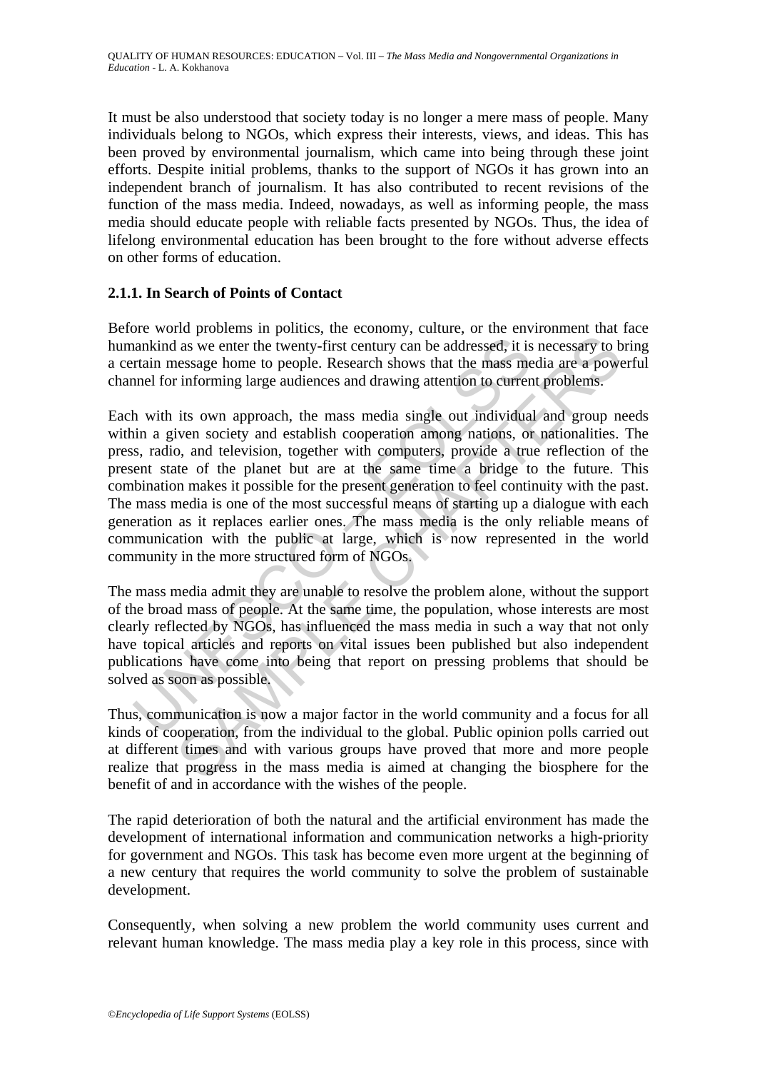It must be also understood that society today is no longer a mere mass of people. Many individuals belong to NGOs, which express their interests, views, and ideas. This has been proved by environmental journalism, which came into being through these joint efforts. Despite initial problems, thanks to the support of NGOs it has grown into an independent branch of journalism. It has also contributed to recent revisions of the function of the mass media. Indeed, nowadays, as well as informing people, the mass media should educate people with reliable facts presented by NGOs. Thus, the idea of lifelong environmental education has been brought to the fore without adverse effects on other forms of education.

### 2.1.1. In Search of Points of Contact

Before world problems in politics, the economy, culture, or the environment that face humankind as we enter the twenty-first century can be addressed, it is necessary to bring a certain message home to people. Research shows that the mass media are a powerful channel for informing large audiences and drawing attention to current problems.

Each with its own approach, the mass media single out individual and group needs within a given society and establish cooperation among nations, or nationalities. The press, radio, and television, together with computers, provide a true reflection of the present state of the planet but are at the same time a bridge to the future. This combination makes it possible for the present generation to feel continuity with the past. The mass media is one of the most successful means of starting up a dialogue with each generation as it replaces earlier ones. The mass media is the only reliable means of communication with the public at large, which is now represented in the world community in the more structured form of NGOs.

The mass media admit they are unable to resolve the problem alone, without the support of the broad mass of people. At the same time, the population, whose interests are most clearly reflected by NGOs, has influenced the mass media in such a way that not only have topical articles and reports on vital issues been published but also independent publications have come into being that report on pressing problems that should be solved as soon as possible.

Thus, communication is now a major factor in the world community and a focus for all kinds of cooperation, from the individual to the global. Public opinion polls carried out at different times and with various groups have proved that more and more people realize that progress in the mass media is aimed at changing the biosphere for the benefit of and in accordance with the wishes of the people.

The rapid deterioration of both the natural and the artificial environment has made the development of international information and communication networks a high-priority for government and NGOs. This task has become even more urgent at the beginning of a new century that requires the world community to solve the problem of sustainable development.

Consequently, when solving a new problem the world community uses current and relevant human knowledge. The mass media play a key role in this process, since with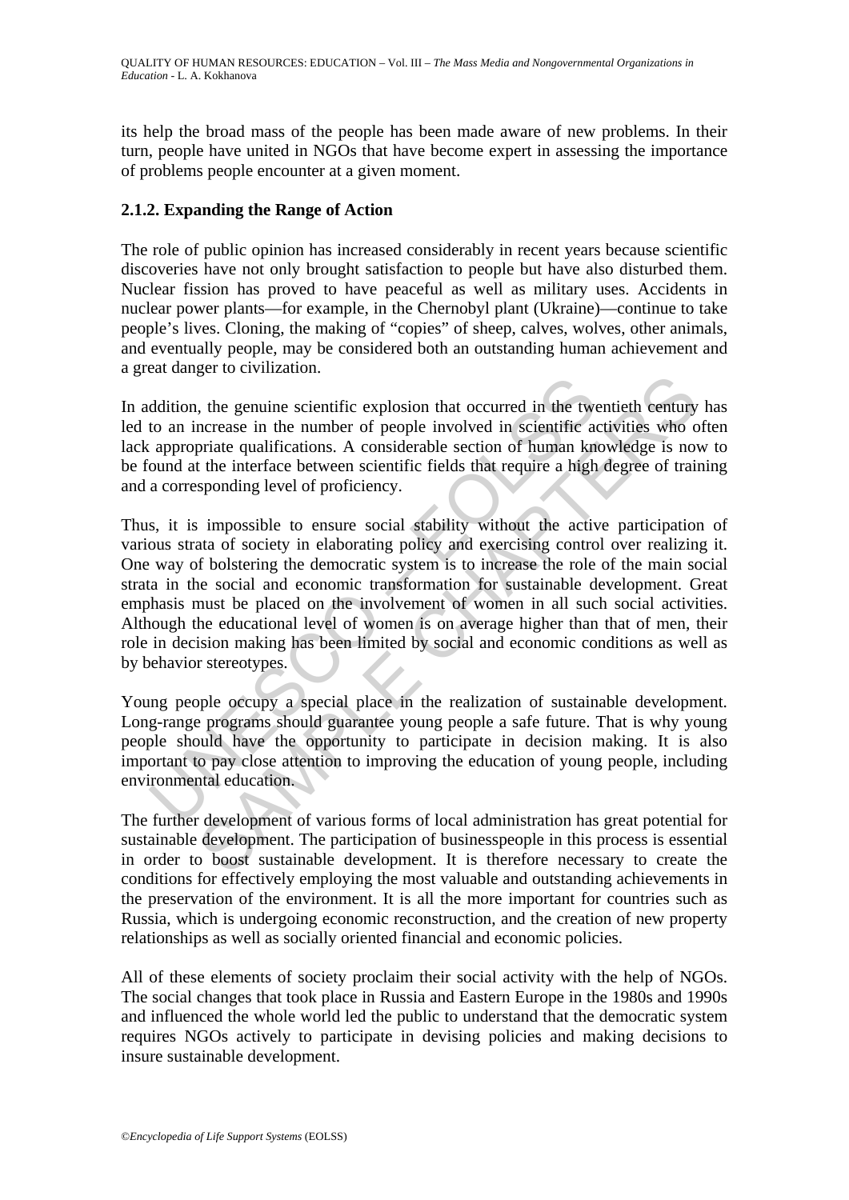its help the broad mass of the people has been made aware of new problems. In their turn, people have united in NGOs that have become expert in assessing the importance of problems people encounter at a given moment.

### 2.1.2. Expanding the Range of Action

The role of public opinion has increased considerably in recent years because scientific discoveries have not only brought satisfaction to people but have also disturbed them. Nuclear fission has proved to have peaceful as well as military uses. Accidents in nuclear power plants—for example, in the Chernobyl plant (Ukraine)—continue to take people's lives. Cloning, the making of "copies" of sheep, calves, wolves, other animals, and eventually people, may be considered both an outstanding human achievement and a great danger to civilization.

In addition, the genuine scientific explosion that occurred in the twentieth century has led to an increase in the number of people involved in scientific activities who often lack appropriate qualifications. A considerable section of human knowledge is now to be found at the interface between scientific fields that require a high degree of training and a corresponding level of proficiency.

Thus, it is impossible to ensure social stability without the active participation of various strata of society in elaborating policy and exercising control over realizing it. One way of bolstering the democratic system is to increase the role of the main social strata in the social and economic transformation for sustainable development. Great emphasis must be placed on the involvement of women in all such social activities. Although the educational level of women is on average higher than that of men, their role in decision making has been limited by social and economic conditions as well as by behavior stereotypes.

Young people occupy a special place in the realization of sustainable development. Long-range programs should guarantee young people a safe future. That is why young people should have the opportunity to participate in decision making. It is also important to pay close attention to improving the education of young people, including environmental education.

The further development of various forms of local administration has great potential for sustainable development. The participation of businesspeople in this process is essential in order to boost sustainable development. It is therefore necessary to create the conditions for effectively employing the most valuable and outstanding achievements in the preservation of the environment. It is all the more important for countries such as Russia, which is undergoing economic reconstruction, and the creation of new property relationships as well as socially oriented financial and economic policies.

All of these elements of society proclaim their social activity with the help of NGOs. The social changes that took place in Russia and Eastern Europe in the 1980s and 1990s and influenced the whole world led the public to understand that the democratic system requires NGOs actively to participate in devising policies and making decisions to insure sustainable development.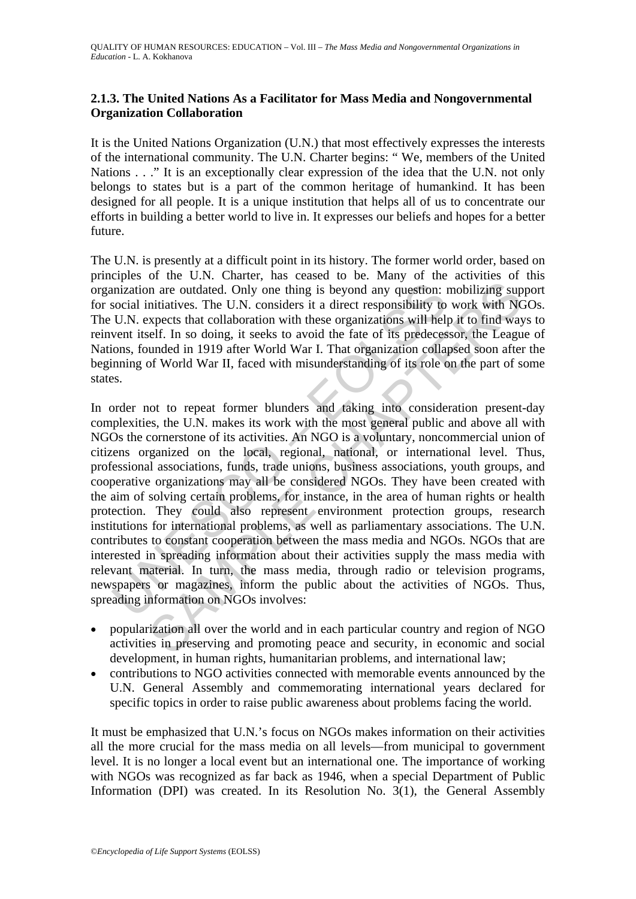### 2.1.3. The United Nations As a Facilitator for Mass Media and Nongovernmental Organization Collaboration

It is the United Nations Organization (U.N.) that most effectively expresses the interests of the international community. The U.N. Charter begins: " We, members of the United Nations . . ." It is an exceptionally clear expression of the idea that the U.N. not only belongs to states but is a part of the common heritage of humankind. It has been designed for all people. It is a unique institution that helps all of us to concentrate our efforts in building a better world to live in. It expresses our beliefs and hopes for a better future.

The U.N. is presently at a difficult point in its history. The former world order, based on principles of the U.N. Charter, has ceased to be. Many of the activities of this organization are outdated. Only one thing is beyond any question: mobilizing support for social initiatives. The U.N. considers it a direct responsibility to work with NGOs. The U.N. expects that collaboration with these organizations will help it to find ways to reinvent itself. In so doing, it seeks to avoid the fate of its predecessor, the League of Nations, founded in 1919 after World War I. That organization collapsed soon after the beginning of World War II, faced with misunderstanding of its role on the part of some states.

In order not to repeat former blunders and taking into consideration present-day complexities, the U.N. makes its work with the most general public and above all with NGOs the cornerstone of its activities. An NGO is a voluntary, noncommercial union of citizens organized on the local, regional, national, or international level. Thus, professional associations, funds, trade unions, business associations, youth groups, and cooperative organizations may all be considered NGOs. They have been created with the aim of solving certain problems, for instance, in the area of human rights or health protection. They could also represent environment protection groups, research institutions for international problems, as well as parliamentary associations. The U.N. contributes to constant cooperation between the mass media and NGOs. NGOs that are interested in spreading information about their activities supply the mass media with relevant material. In turn, the mass media, through radio or television programs, newspapers or magazines, inform the public about the activities of NGOs. Thus, spreading information on NGOs involves:

- popularization all over the world and in each particular country and region of NGO activities in preserving and promoting peace and security, in economic and social development, in human rights, humanitarian problems, and international law;
- contributions to NGO activities connected with memorable events announced by the U.N. General Assembly and commemorating international years declared for specific topics in order to raise public awareness about problems facing the world.

It must be emphasized that U.N.'s focus on NGOs makes information on their activities all the more crucial for the mass media on all levels—from municipal to government level. It is no longer a local event but an international one. The importance of working with NGOs was recognized as far back as 1946, when a special Department of Public Information (DPI) was created. In its Resolution No. 3(1), the General Assembly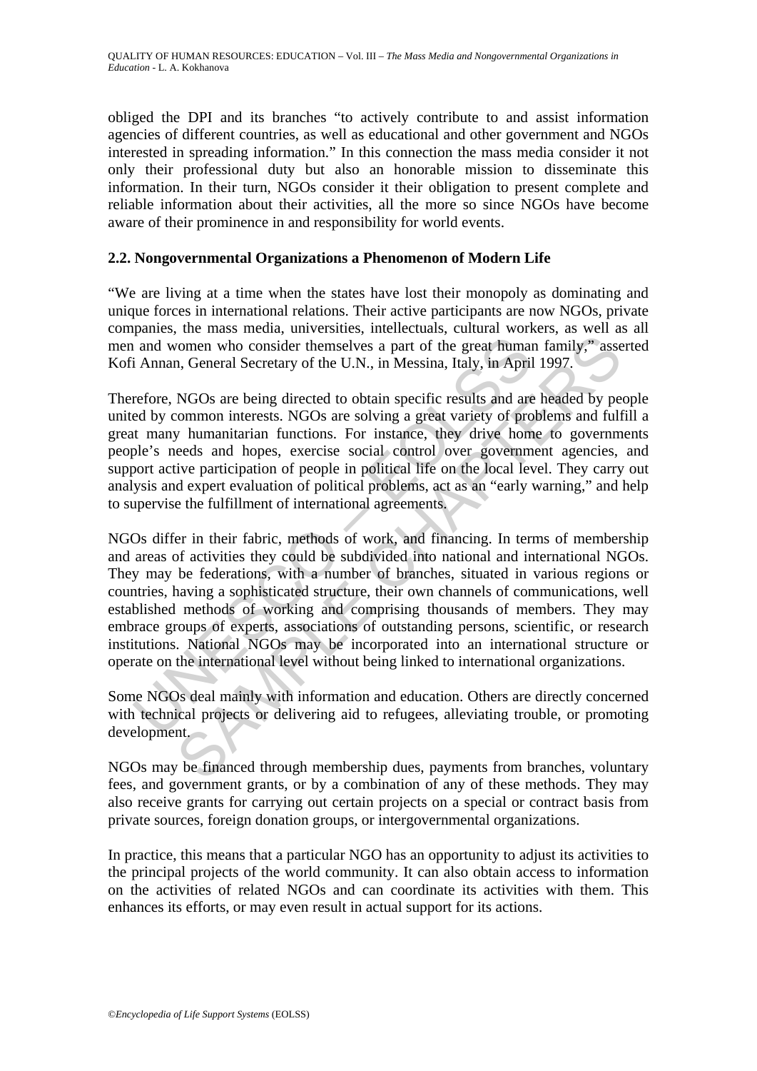obliged the DPI and its branches "to actively contribute to and assist information agencies of different countries, as well as educational and other government and NGOs interested in spreading information." In this connection the mass media consider it not only their professional duty but also an honorable mission to disseminate this information. In their turn, NGOs consider it their obligation to present complete and reliable information about their activities, all the more so since NGOs have become aware of their prominence in and responsibility for world events.

### 2.2. Nongovernmental Organizations a Phenomenon of Modern Life

"We are living at a time when the states have lost their monopoly as dominating and unique forces in international relations. Their active participants are now NGOs, private companies, the mass media, universities, intellectuals, cultural workers, as well as all men and women who consider themselves a part of the great human family," asserted Kofi Annan, General Secretary of the U.N., in Messina, Italy, in April 1997.

Therefore, NGOs are being directed to obtain specific results and are headed by people united by common interests. NGOs are solving a great variety of problems and fulfill a great many humanitarian functions. For instance, they drive home to governments people's needs and hopes, exercise social control over government agencies, and support active participation of people in political life on the local level. They carry out analysis and expert evaluation of political problems, act as an "early warning," and help to supervise the fulfillment of international agreements.

NGOs differ in their fabric, methods of work, and financing. In terms of membership and areas of activities they could be subdivided into national and international NGOs. They may be federations, with a number of branches, situated in various regions or countries, having a sophisticated structure, their own channels of communications, well established methods of working and comprising thousands of members. They may embrace groups of experts, associations of outstanding persons, scientific, or research institutions. National NGOs may be incorporated into an international structure or operate on the international level without being linked to international organizations.

Some NGOs deal mainly with information and education. Others are directly concerned with technical projects or delivering aid to refugees, alleviating trouble, or promoting development.

NGOs may be financed through membership dues, payments from branches, voluntary fees, and government grants, or by a combination of any of these methods. They may also receive grants for carrying out certain projects on a special or contract basis from private sources, foreign donation groups, or intergovernmental organizations.

In practice, this means that a particular NGO has an opportunity to adjust its activities to the principal projects of the world community. It can also obtain access to information on the activities of related NGOs and can coordinate its activities with them. This enhances its efforts, or may even result in actual support for its actions.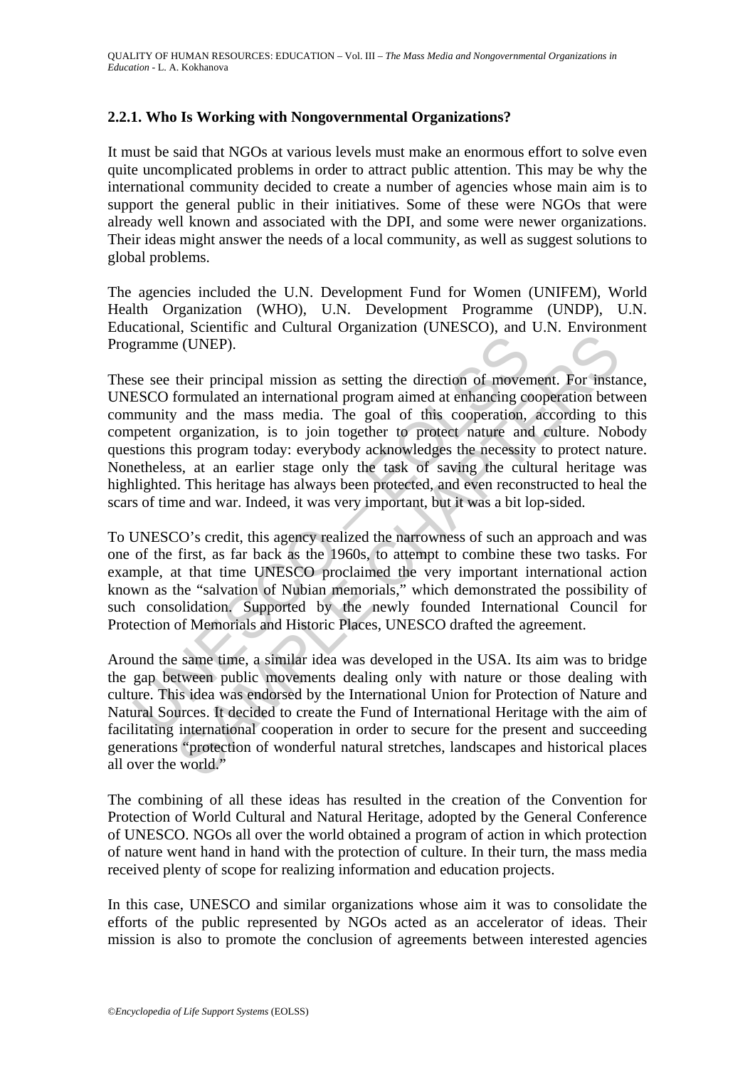### 2.2.1. Who Is Working with Nongovernmental Organizations?

It must be said that NGOs at various levels must make an enormous effort to solve even quite uncomplicated problems in order to attract public attention. This may be why the international community decided to create a number of agencies whose main aim is to support the general public in their initiatives. Some of these were NGOs that were already well known and associated with the DPI, and some were newer organizations. Their ideas might answer the needs of a local community, as well as suggest solutions to global problems.

The agencies included the U.N. Development Fund for Women (UNIFEM), World Health Organization (WHO), U.N. Development Programme (UNDP), U.N. Educational, Scientific and Cultural Organization (UNESCO), and U.N. Environment Programme (UNEP).

These see their principal mission as setting the direction of movement. For instance, UNESCO formulated an international program aimed at enhancing cooperation between community and the mass media. The goal of this cooperation, according to this competent organization, is to join together to protect nature and culture. Nobody questions this program today: everybody acknowledges the necessity to protect nature. Nonetheless, at an earlier stage only the task of saving the cultural heritage was highlighted. This heritage has always been protected, and even reconstructed to heal the scars of time and war. Indeed, it was very important, but it was a bit lop-sided.

To UNESCO's credit, this agency realized the narrowness of such an approach and was one of the first, as far back as the 1960s, to attempt to combine these two tasks. For example, at that time UNESCO proclaimed the very important international action known as the "salvation of Nubian memorials," which demonstrated the possibility of such consolidation. Supported by the newly founded International Council for Protection of Memorials and Historic Places, UNESCO drafted the agreement.

Around the same time, a similar idea was developed in the USA. Its aim was to bridge the gap between public movements dealing only with nature or those dealing with culture. This idea was endorsed by the International Union for Protection of Nature and Natural Sources. It decided to create the Fund of International Heritage with the aim of facilitating international cooperation in order to secure for the present and succeeding generations "protection of wonderful natural stretches, landscapes and historical places all over the world."

The combining of all these ideas has resulted in the creation of the Convention for Protection of World Cultural and Natural Heritage, adopted by the General Conference of UNESCO. NGOs all over the world obtained a program of action in which protection of nature went hand in hand with the protection of culture. In their turn, the mass media received plenty of scope for realizing information and education projects.

In this case, UNESCO and similar organizations whose aim it was to consolidate the efforts of the public represented by NGOs acted as an accelerator of ideas. Their mission is also to promote the conclusion of agreements between interested agencies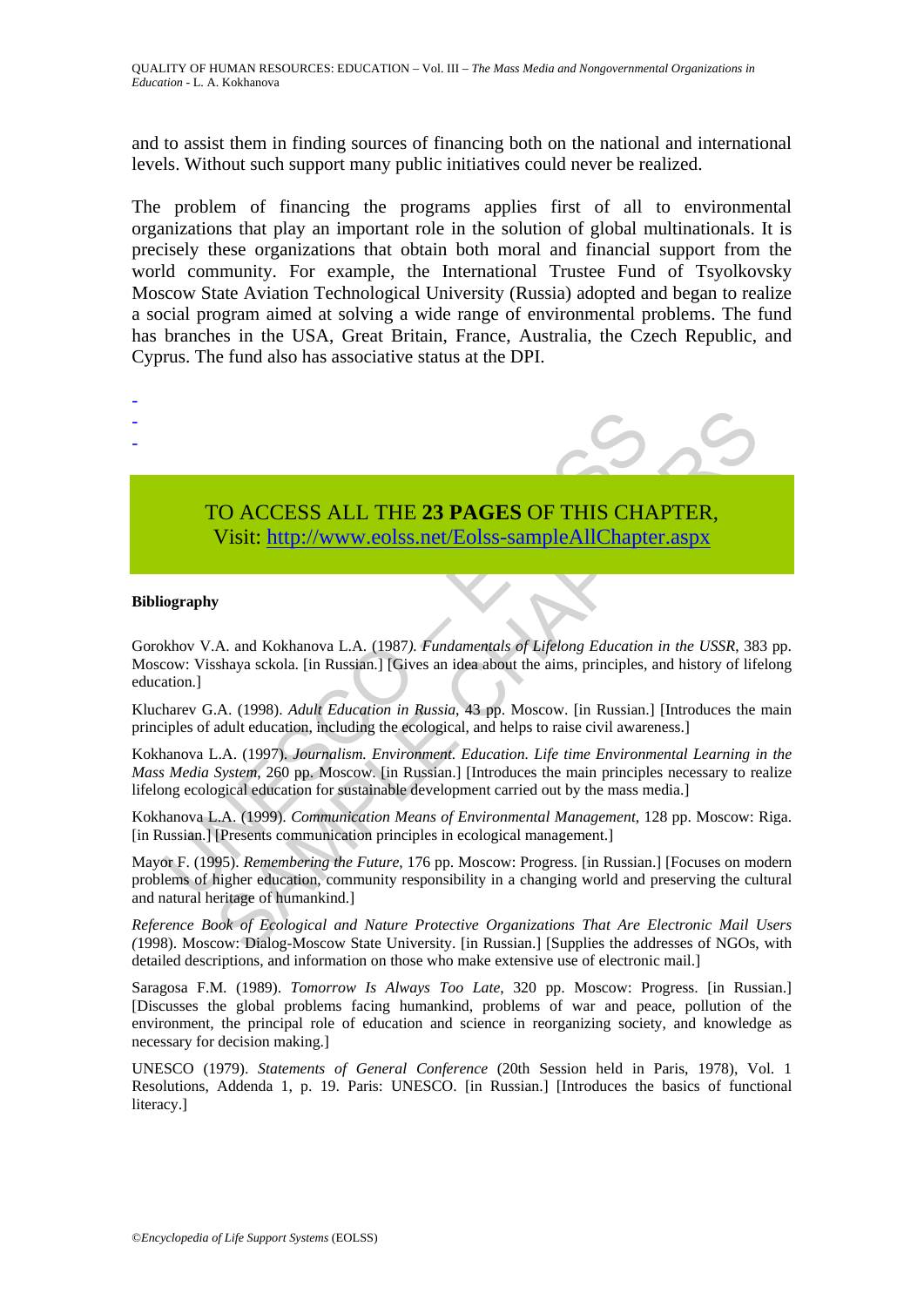and to assist them in finding sources of financing both on the national and international levels. Without such support many public initiatives could never be realized.

The problem of financing the programs applies first of all to environmental organizations that play an important role in the solution of global multinationals. It is precisely these organizations that obtain both moral and financial support from the world community. For example, the International Trustee Fund of Tsyolkovsky Moscow State Aviation Technological University (Russia) adopted and began to realize a social program aimed at solving a wide range of environmental problems. The fund has branches in the USA, Great Britain, France, Australia, the Czech Republic, and Cyprus. The fund also has associative status at the DPI.

-
-
-

TO ACCESS ALL THE **23 PAGES** OF THIS CHAPTER,
Visit: http://www.eolss.net/Eolss-sampleAllChapter.aspx

**Bibliography**

Gorokhov V.A. and Kokhanova L.A. (1987). *Fundamentals of Lifelong Education in the USSR*, 383 pp. Moscow: Visshaya sckola. [in Russian.] [Gives an idea about the aims, principles, and history of lifelong education.]

Klucharev G.A. (1998). *Adult Education in Russia*, 43 pp. Moscow. [in Russian.] [Introduces the main principles of adult education, including the ecological, and helps to raise civil awareness.]

Kokhanova L.A. (1997). *Journalism. Environment. Education. Life time Environmental Learning in the Mass Media System*, 260 pp. Moscow. [in Russian.] [Introduces the main principles necessary to realize lifelong ecological education for sustainable development carried out by the mass media.]

Kokhanova L.A. (1999). *Communication Means of Environmental Management*, 128 pp. Moscow: Riga. [in Russian.] [Presents communication principles in ecological management.]

Mayor F. (1995). *Remembering the Future*, 176 pp. Moscow: Progress. [in Russian.] [Focuses on modern problems of higher education, community responsibility in a changing world and preserving the cultural and natural heritage of humankind.]

*Reference Book of Ecological and Nature Protective Organizations That Are Electronic Mail Users (*1998). Moscow: Dialog-Moscow State University. [in Russian.] [Supplies the addresses of NGOs, with detailed descriptions, and information on those who make extensive use of electronic mail.]

Saragosa F.M. (1989). *Tomorrow Is Always Too Late*, 320 pp. Moscow: Progress. [in Russian.] [Discusses the global problems facing humankind, problems of war and peace, pollution of the environment, the principal role of education and science in reorganizing society, and knowledge as necessary for decision making.]

UNESCO (1979). *Statements of General Conference* (20th Session held in Paris, 1978), Vol. 1 Resolutions, Addenda 1, p. 19. Paris: UNESCO. [in Russian.] [Introduces the basics of functional literacy.]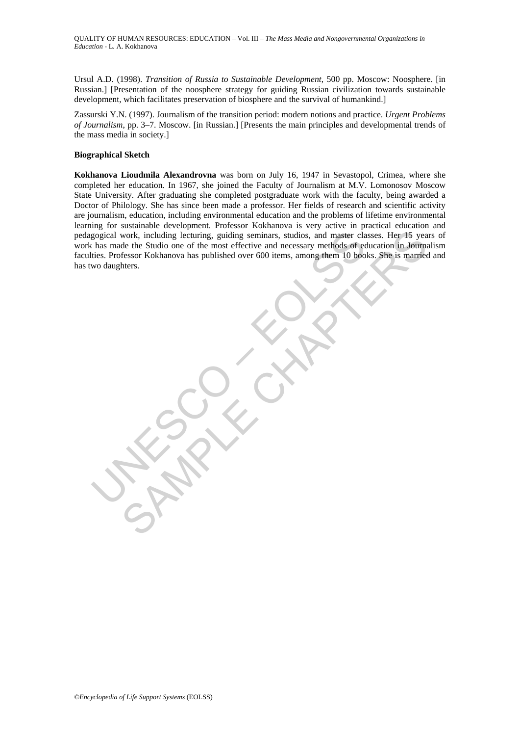Ursul A.D. (1998). *Transition of Russia to Sustainable Development*, 500 pp. Moscow: Noosphere. [in Russian.] [Presentation of the noosphere strategy for guiding Russian civilization towards sustainable development, which facilitates preservation of biosphere and the survival of humankind.]

Zassurski Y.N. (1997). Journalism of the transition period: modern notions and practice. *Urgent Problems of Journalism*, pp. 3–7. Moscow. [in Russian.] [Presents the main principles and developmental trends of the mass media in society.]

**Biographical Sketch**

**Kokhanova Lioudmila Alexandrovna** was born on July 16, 1947 in Sevastopol, Crimea, where she completed her education. In 1967, she joined the Faculty of Journalism at M.V. Lomonosov Moscow State University. After graduating she completed postgraduate work with the faculty, being awarded a Doctor of Philology. She has since been made a professor. Her fields of research and scientific activity are journalism, education, including environmental education and the problems of lifetime environmental learning for sustainable development. Professor Kokhanova is very active in practical education and pedagogical work, including lecturing, guiding seminars, studios, and master classes. Her 15 years of work has made the Studio one of the most effective and necessary methods of education in Journalism faculties. Professor Kokhanova has published over 600 items, among them 10 books. She is married and has two daughters.